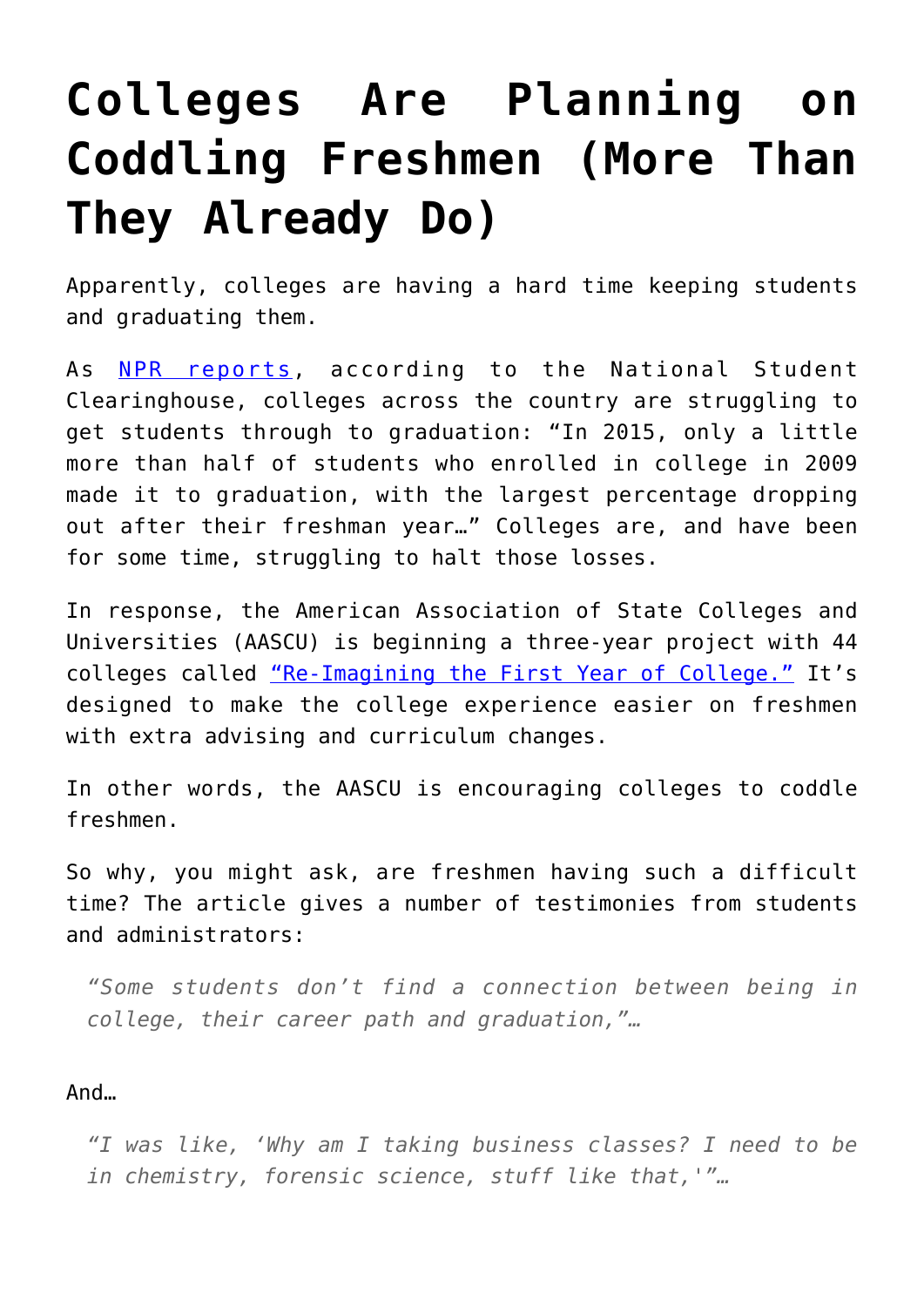# Colleges Are Planning on Coddling Freshmen (More Than They Already Do)

Apparently, colleges are having a hard time keeping students and graduating them.

As [NPR reports](), according to the National Student Clearinghouse, colleges across the country are struggling to get students through to graduation: "In 2015, only a little more than half of students who enrolled in college in 2009 made it to graduation, with the largest percentage dropping out after their freshman year…" Colleges are, and have been for some time, struggling to halt those losses.

In response, the American Association of State Colleges and Universities (AASCU) is beginning a three-year project with 44 colleges called ["Re-Imagining the First Year of College."]() It's designed to make the college experience easier on freshmen with extra advising and curriculum changes.

In other words, the AASCU is encouraging colleges to coddle freshmen.

So why, you might ask, are freshmen having such a difficult time? The article gives a number of testimonies from students and administrators:

> *"Some students don't find a connection between being in college, their career path and graduation,"…*

And…

> *"I was like, 'Why am I taking business classes? I need to be in chemistry, forensic science, stuff like that,'"…*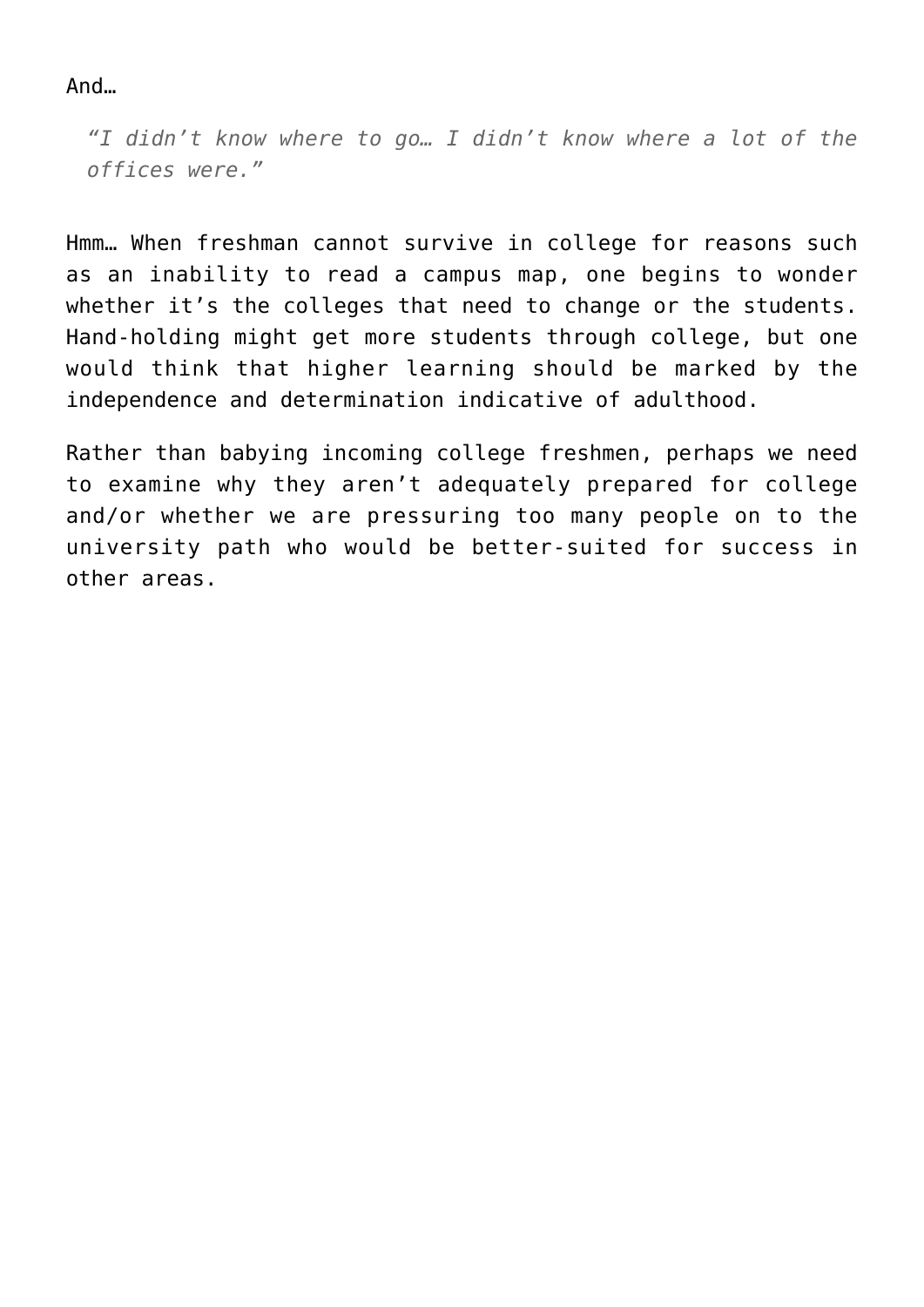And…

> *“I didn’t know where to go… I didn’t know where a lot of the offices were.”*

Hmm… When freshman cannot survive in college for reasons such as an inability to read a campus map, one begins to wonder whether it’s the colleges that need to change or the students. Hand-holding might get more students through college, but one would think that higher learning should be marked by the independence and determination indicative of adulthood.

Rather than babying incoming college freshmen, perhaps we need to examine why they aren’t adequately prepared for college and/or whether we are pressuring too many people on to the university path who would be better-suited for success in other areas.